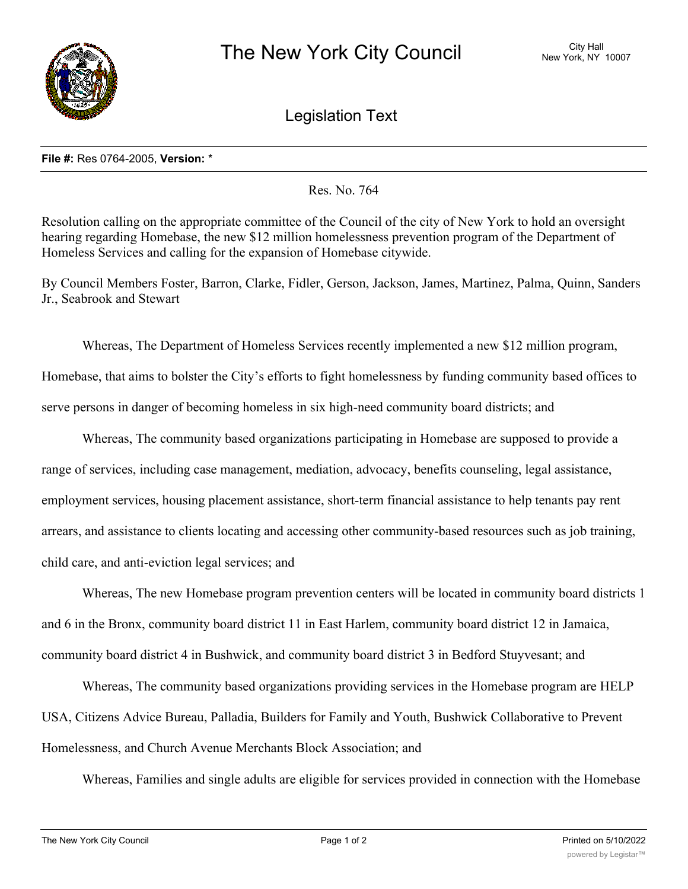# The New York City Council

City Hall
New York, NY 10007

## Legislation Text

**File #:** Res 0764-2005, **Version:** *

Res. No. 764

Resolution calling on the appropriate committee of the Council of the city of New York to hold an oversight hearing regarding Homebase, the new $12 million homelessness prevention program of the Department of Homeless Services and calling for the expansion of Homebase citywide.

By Council Members Foster, Barron, Clarke, Fidler, Gerson, Jackson, James, Martinez, Palma, Quinn, Sanders Jr., Seabrook and Stewart

Whereas, The Department of Homeless Services recently implemented a new $12 million program, Homebase, that aims to bolster the City's efforts to fight homelessness by funding community based offices to serve persons in danger of becoming homeless in six high-need community board districts; and

Whereas, The community based organizations participating in Homebase are supposed to provide a range of services, including case management, mediation, advocacy, benefits counseling, legal assistance, employment services, housing placement assistance, short-term financial assistance to help tenants pay rent arrears, and assistance to clients locating and accessing other community-based resources such as job training, child care, and anti-eviction legal services; and

Whereas, The new Homebase program prevention centers will be located in community board districts 1 and 6 in the Bronx, community board district 11 in East Harlem, community board district 12 in Jamaica, community board district 4 in Bushwick, and community board district 3 in Bedford Stuyvesant; and

Whereas, The community based organizations providing services in the Homebase program are HELP USA, Citizens Advice Bureau, Palladia, Builders for Family and Youth, Bushwick Collaborative to Prevent Homelessness, and Church Avenue Merchants Block Association; and

Whereas, Families and single adults are eligible for services provided in connection with the Homebase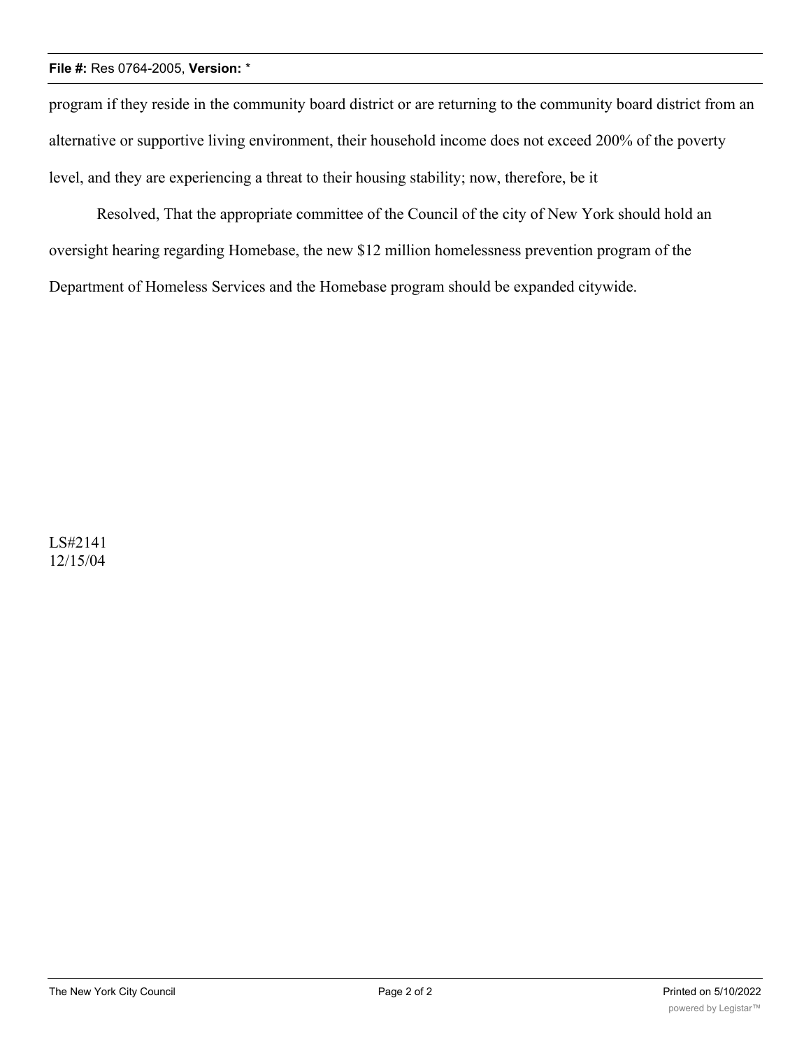program if they reside in the community board district or are returning to the community board district from an alternative or supportive living environment, their household income does not exceed 200% of the poverty level, and they are experiencing a threat to their housing stability; now, therefore, be it

Resolved, That the appropriate committee of the Council of the city of New York should hold an oversight hearing regarding Homebase, the new $12 million homelessness prevention program of the Department of Homeless Services and the Homebase program should be expanded citywide.

LS#2141
12/15/04